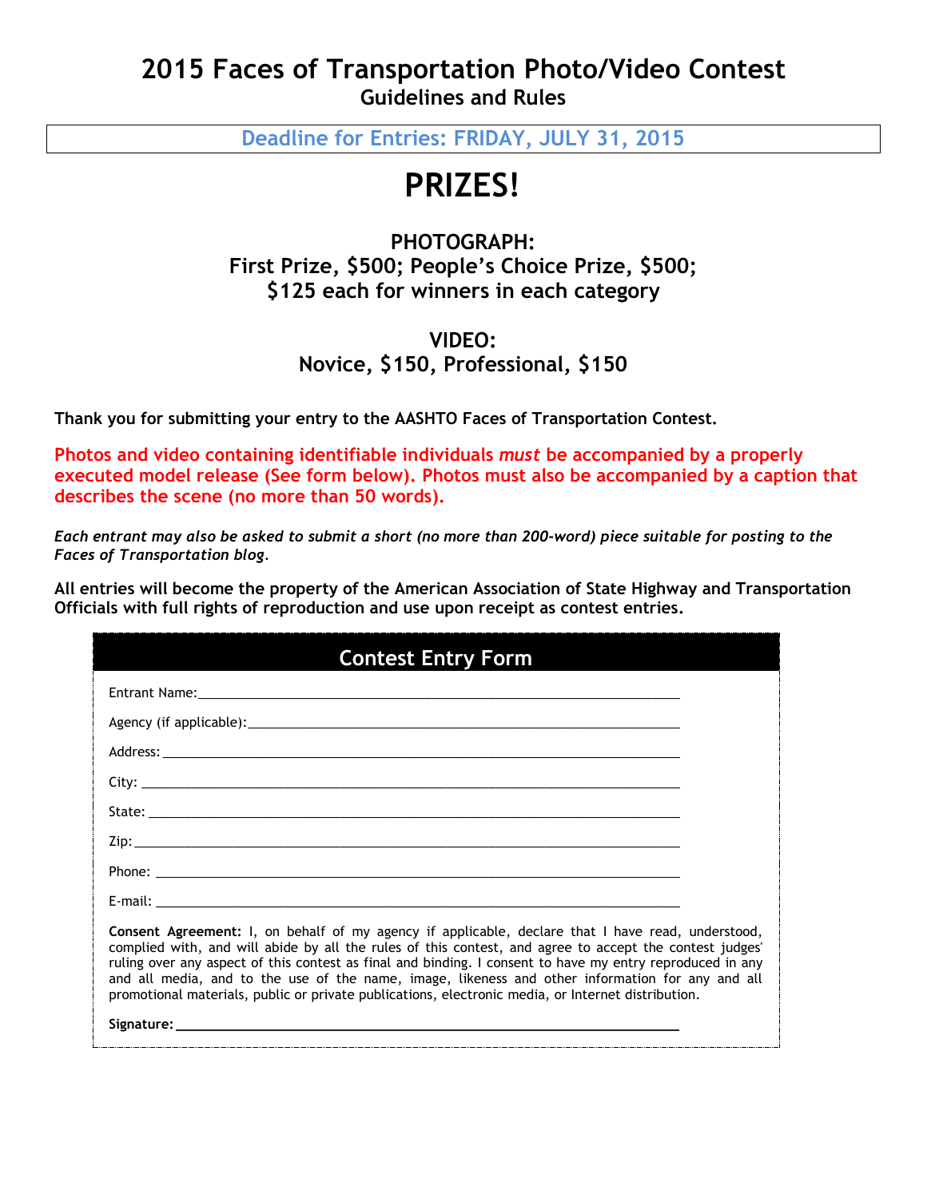# 2015 Faces of Transportation Photo/Video Contest

## Guidelines and Rules

**Deadline for Entries: FRIDAY, JULY 31, 2015**

# PRIZES!

### PHOTOGRAPH:
### First Prize, $500; People's Choice Prize, $500;
### $125 each for winners in each category

### VIDEO:
### Novice, $150, Professional, $150

**Thank you for submitting your entry to the AASHTO Faces of Transportation Contest.**

**Photos and video containing identifiable individuals *must* be accompanied by a properly executed model release (See form below). Photos must also be accompanied by a caption that describes the scene (no more than 50 words).**

***Each entrant may also be asked to submit a short (no more than 200-word) piece suitable for posting to the Faces of Transportation blog.***

**All entries will become the property of the American Association of State Highway and Transportation Officials with full rights of reproduction and use upon receipt as contest entries.**

## Contest Entry Form

Entrant Name:\_\_\_\_\_\_\_\_\_\_\_\_\_\_\_\_\_\_\_\_\_\_\_\_\_\_\_\_\_\_\_\_\_\_\_\_\_\_\_\_\_\_\_\_\_\_\_\_

Agency (if applicable):\_\_\_\_\_\_\_\_\_\_\_\_\_\_\_\_\_\_\_\_\_\_\_\_\_\_\_\_\_\_\_\_\_\_\_\_\_\_\_\_\_\_\_\_

Address: \_\_\_\_\_\_\_\_\_\_\_\_\_\_\_\_\_\_\_\_\_\_\_\_\_\_\_\_\_\_\_\_\_\_\_\_\_\_\_\_\_\_\_\_\_\_\_\_\_\_\_\_

City: \_\_\_\_\_\_\_\_\_\_\_\_\_\_\_\_\_\_\_\_\_\_\_\_\_\_\_\_\_\_\_\_\_\_\_\_\_\_\_\_\_\_\_\_\_\_\_\_\_\_\_\_\_\_\_

State: \_\_\_\_\_\_\_\_\_\_\_\_\_\_\_\_\_\_\_\_\_\_\_\_\_\_\_\_\_\_\_\_\_\_\_\_\_\_\_\_\_\_\_\_\_\_\_\_\_\_\_\_\_\_

Zip: \_\_\_\_\_\_\_\_\_\_\_\_\_\_\_\_\_\_\_\_\_\_\_\_\_\_\_\_\_\_\_\_\_\_\_\_\_\_\_\_\_\_\_\_\_\_\_\_\_\_\_\_\_\_\_\_

Phone: \_\_\_\_\_\_\_\_\_\_\_\_\_\_\_\_\_\_\_\_\_\_\_\_\_\_\_\_\_\_\_\_\_\_\_\_\_\_\_\_\_\_\_\_\_\_\_\_\_\_\_\_\_

E-mail: \_\_\_\_\_\_\_\_\_\_\_\_\_\_\_\_\_\_\_\_\_\_\_\_\_\_\_\_\_\_\_\_\_\_\_\_\_\_\_\_\_\_\_\_\_\_\_\_\_\_\_\_\_

**Consent Agreement:** I, on behalf of my agency if applicable, declare that I have read, understood, complied with, and will abide by all the rules of this contest, and agree to accept the contest judges' ruling over any aspect of this contest as final and binding. I consent to have my entry reproduced in any and all media, and to the use of the name, image, likeness and other information for any and all promotional materials, public or private publications, electronic media, or Internet distribution.

**Signature:** \_\_\_\_\_\_\_\_\_\_\_\_\_\_\_\_\_\_\_\_\_\_\_\_\_\_\_\_\_\_\_\_\_\_\_\_\_\_\_\_\_\_\_\_\_\_\_\_\_\_\_\_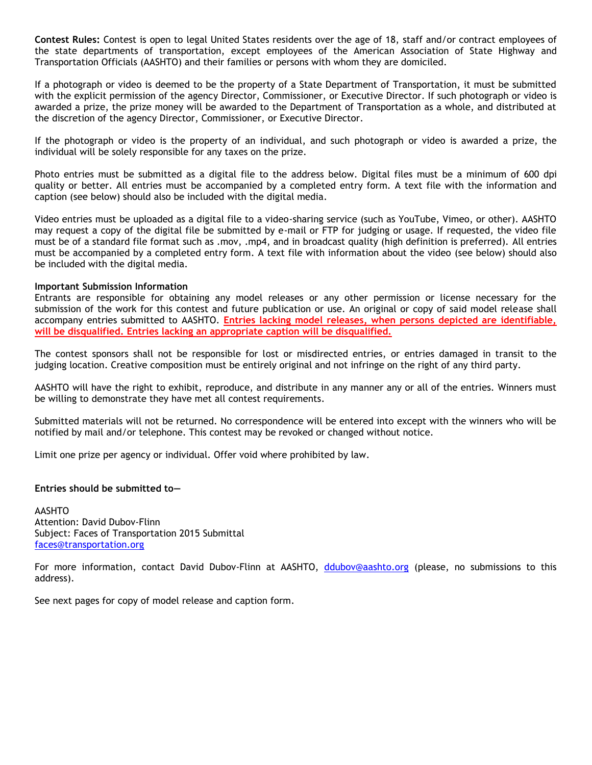**Contest Rules:** Contest is open to legal United States residents over the age of 18, staff and/or contract employees of the state departments of transportation, except employees of the American Association of State Highway and Transportation Officials (AASHTO) and their families or persons with whom they are domiciled.

If a photograph or video is deemed to be the property of a State Department of Transportation, it must be submitted with the explicit permission of the agency Director, Commissioner, or Executive Director. If such photograph or video is awarded a prize, the prize money will be awarded to the Department of Transportation as a whole, and distributed at the discretion of the agency Director, Commissioner, or Executive Director.

If the photograph or video is the property of an individual, and such photograph or video is awarded a prize, the individual will be solely responsible for any taxes on the prize.

Photo entries must be submitted as a digital file to the address below. Digital files must be a minimum of 600 dpi quality or better. All entries must be accompanied by a completed entry form. A text file with the information and caption (see below) should also be included with the digital media.

Video entries must be uploaded as a digital file to a video-sharing service (such as YouTube, Vimeo, or other). AASHTO may request a copy of the digital file be submitted by e-mail or FTP for judging or usage. If requested, the video file must be of a standard file format such as .mov, .mp4, and in broadcast quality (high definition is preferred). All entries must be accompanied by a completed entry form. A text file with information about the video (see below) should also be included with the digital media.

**Important Submission Information**

Entrants are responsible for obtaining any model releases or any other permission or license necessary for the submission of the work for this contest and future publication or use. An original or copy of said model release shall accompany entries submitted to AASHTO. **Entries lacking model releases, when persons depicted are identifiable, will be disqualified. Entries lacking an appropriate caption will be disqualified.**

The contest sponsors shall not be responsible for lost or misdirected entries, or entries damaged in transit to the judging location. Creative composition must be entirely original and not infringe on the right of any third party.

AASHTO will have the right to exhibit, reproduce, and distribute in any manner any or all of the entries. Winners must be willing to demonstrate they have met all contest requirements.

Submitted materials will not be returned. No correspondence will be entered into except with the winners who will be notified by mail and/or telephone. This contest may be revoked or changed without notice.

Limit one prize per agency or individual. Offer void where prohibited by law.

**Entries should be submitted to—**

AASHTO
Attention: David Dubov-Flinn
Subject: Faces of Transportation 2015 Submittal
faces@transportation.org

For more information, contact David Dubov-Flinn at AASHTO, ddubov@aashto.org (please, no submissions to this address).

See next pages for copy of model release and caption form.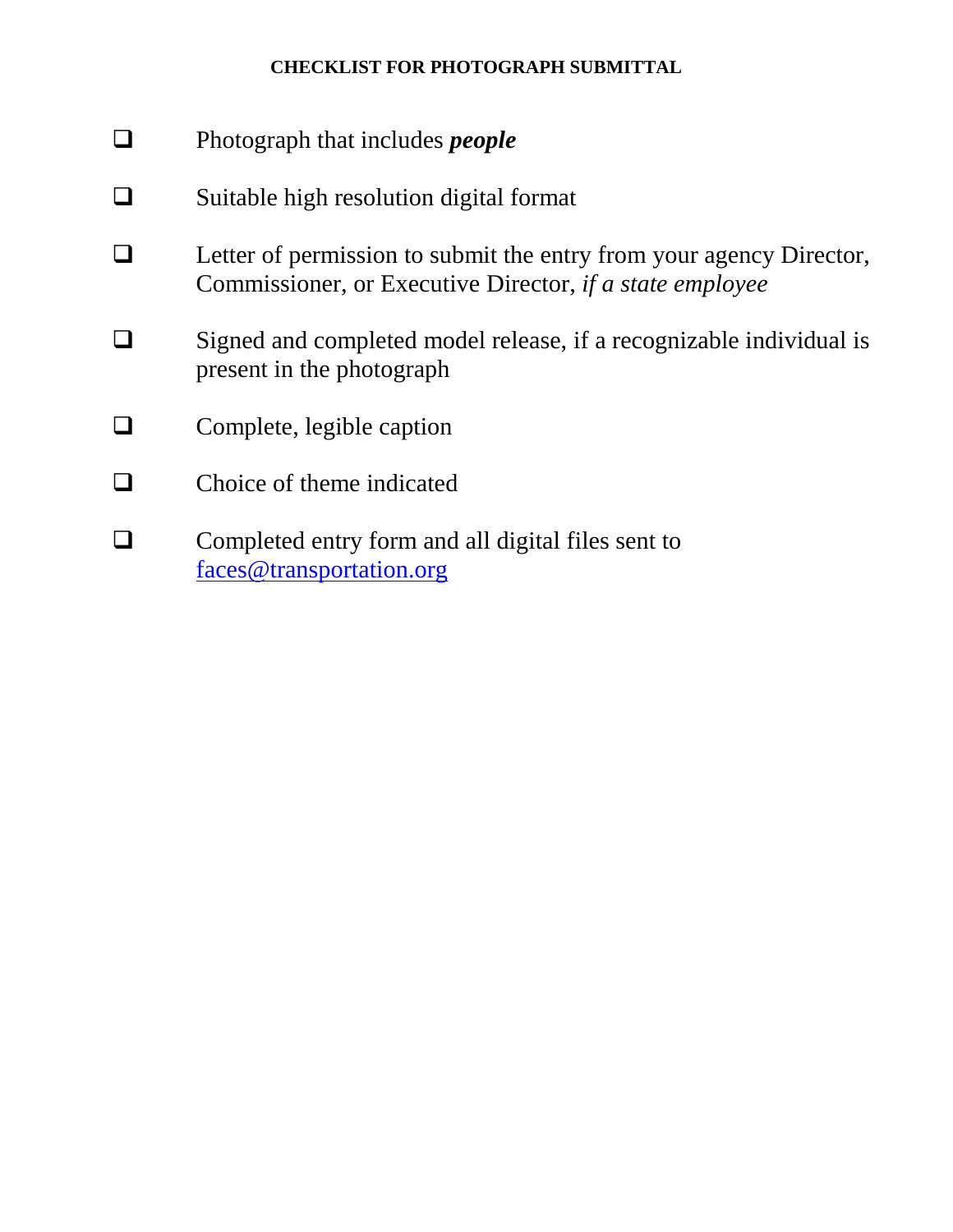**CHECKLIST FOR PHOTOGRAPH SUBMITTAL**

- [ ] Photograph that includes ***people***
- [ ] Suitable high resolution digital format
- [ ] Letter of permission to submit the entry from your agency Director, Commissioner, or Executive Director, *if a state employee*
- [ ] Signed and completed model release, if a recognizable individual is present in the photograph
- [ ] Complete, legible caption
- [ ] Choice of theme indicated
- [ ] Completed entry form and all digital files sent to faces@transportation.org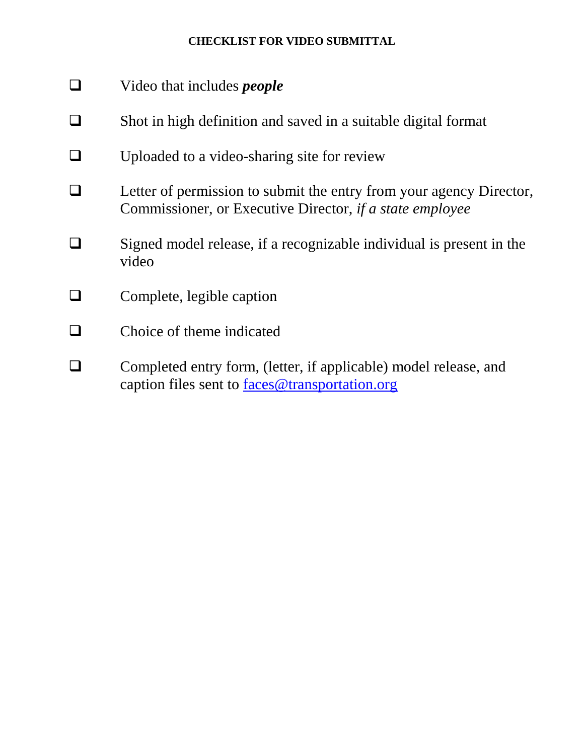**CHECKLIST FOR VIDEO SUBMITTAL**

- ☐ Video that includes ***people***
- ☐ Shot in high definition and saved in a suitable digital format
- ☐ Uploaded to a video-sharing site for review
- ☐ Letter of permission to submit the entry from your agency Director, Commissioner, or Executive Director, *if a state employee*
- ☐ Signed model release, if a recognizable individual is present in the video
- ☐ Complete, legible caption
- ☐ Choice of theme indicated
- ☐ Completed entry form, (letter, if applicable) model release, and caption files sent to [faces@transportation.org](mailto:faces@transportation.org)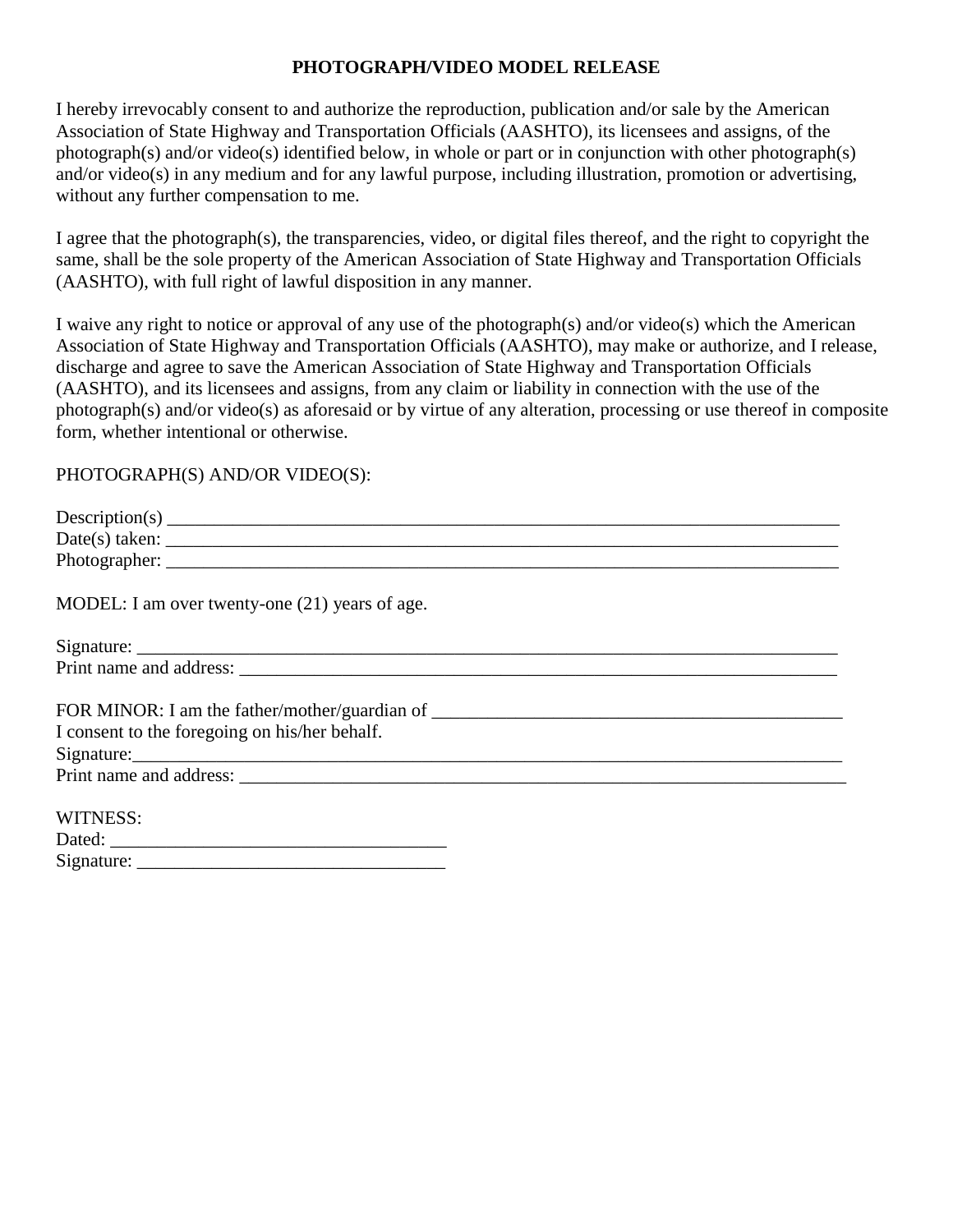# PHOTOGRAPH/VIDEO MODEL RELEASE

I hereby irrevocably consent to and authorize the reproduction, publication and/or sale by the American Association of State Highway and Transportation Officials (AASHTO), its licensees and assigns, of the photograph(s) and/or video(s) identified below, in whole or part or in conjunction with other photograph(s) and/or video(s) in any medium and for any lawful purpose, including illustration, promotion or advertising, without any further compensation to me.

I agree that the photograph(s), the transparencies, video, or digital files thereof, and the right to copyright the same, shall be the sole property of the American Association of State Highway and Transportation Officials (AASHTO), with full right of lawful disposition in any manner.

I waive any right to notice or approval of any use of the photograph(s) and/or video(s) which the American Association of State Highway and Transportation Officials (AASHTO), may make or authorize, and I release, discharge and agree to save the American Association of State Highway and Transportation Officials (AASHTO), and its licensees and assigns, from any claim or liability in connection with the use of the photograph(s) and/or video(s) as aforesaid or by virtue of any alteration, processing or use thereof in composite form, whether intentional or otherwise.

PHOTOGRAPH(S) AND/OR VIDEO(S):

Description(s) ____________________________________________________________________________
Date(s) taken: ____________________________________________________________________________
Photographer: ____________________________________________________________________________

MODEL: I am over twenty-one (21) years of age.

Signature: _______________________________________________________________________________
Print name and address: ____________________________________________________________________

FOR MINOR: I am the father/mother/guardian of _____________________________________________
I consent to the foregoing on his/her behalf.
Signature:_______________________________________________________________________________
Print name and address: ____________________________________________________________________

WITNESS:
Dated: ____________________________________
Signature: _________________________________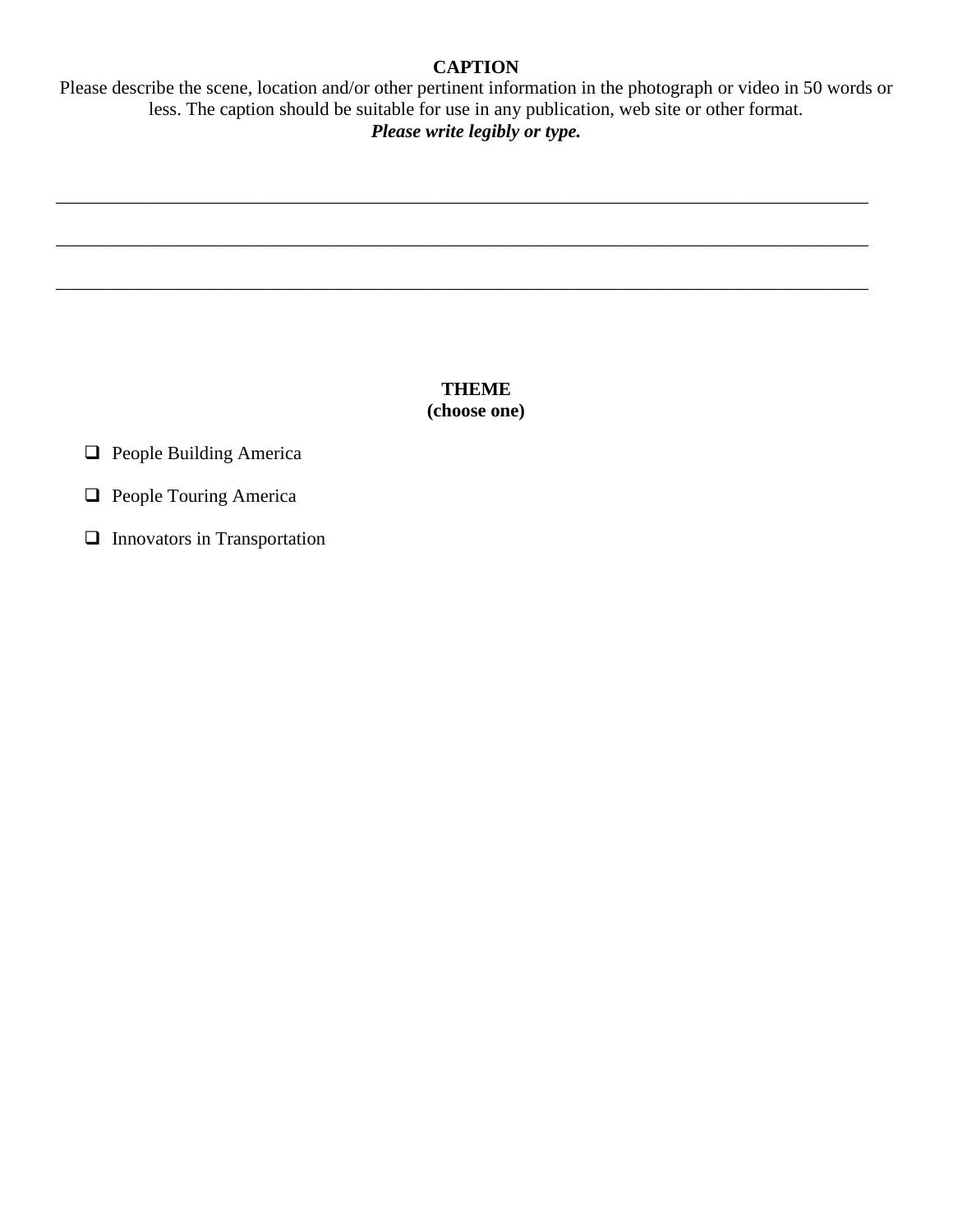**CAPTION**

Please describe the scene, location and/or other pertinent information in the photograph or video in 50 words or less. The caption should be suitable for use in any publication, web site or other format.

***Please write legibly or type.***

\_\_\_\_\_\_\_\_\_\_\_\_\_\_\_\_\_\_\_\_\_\_\_\_\_\_\_\_\_\_\_\_\_\_\_\_\_\_\_\_\_\_\_\_\_\_\_\_\_\_\_\_\_\_\_\_\_\_\_\_\_\_\_\_\_\_\_\_\_\_\_\_\_\_\_\_\_\_\_\_\_\_\_\_

\_\_\_\_\_\_\_\_\_\_\_\_\_\_\_\_\_\_\_\_\_\_\_\_\_\_\_\_\_\_\_\_\_\_\_\_\_\_\_\_\_\_\_\_\_\_\_\_\_\_\_\_\_\_\_\_\_\_\_\_\_\_\_\_\_\_\_\_\_\_\_\_\_\_\_\_\_\_\_\_\_\_\_\_

\_\_\_\_\_\_\_\_\_\_\_\_\_\_\_\_\_\_\_\_\_\_\_\_\_\_\_\_\_\_\_\_\_\_\_\_\_\_\_\_\_\_\_\_\_\_\_\_\_\_\_\_\_\_\_\_\_\_\_\_\_\_\_\_\_\_\_\_\_\_\_\_\_\_\_\_\_\_\_\_\_\_\_\_

**THEME**
**(choose one)**

- [ ] People Building America
- [ ] People Touring America
- [ ] Innovators in Transportation